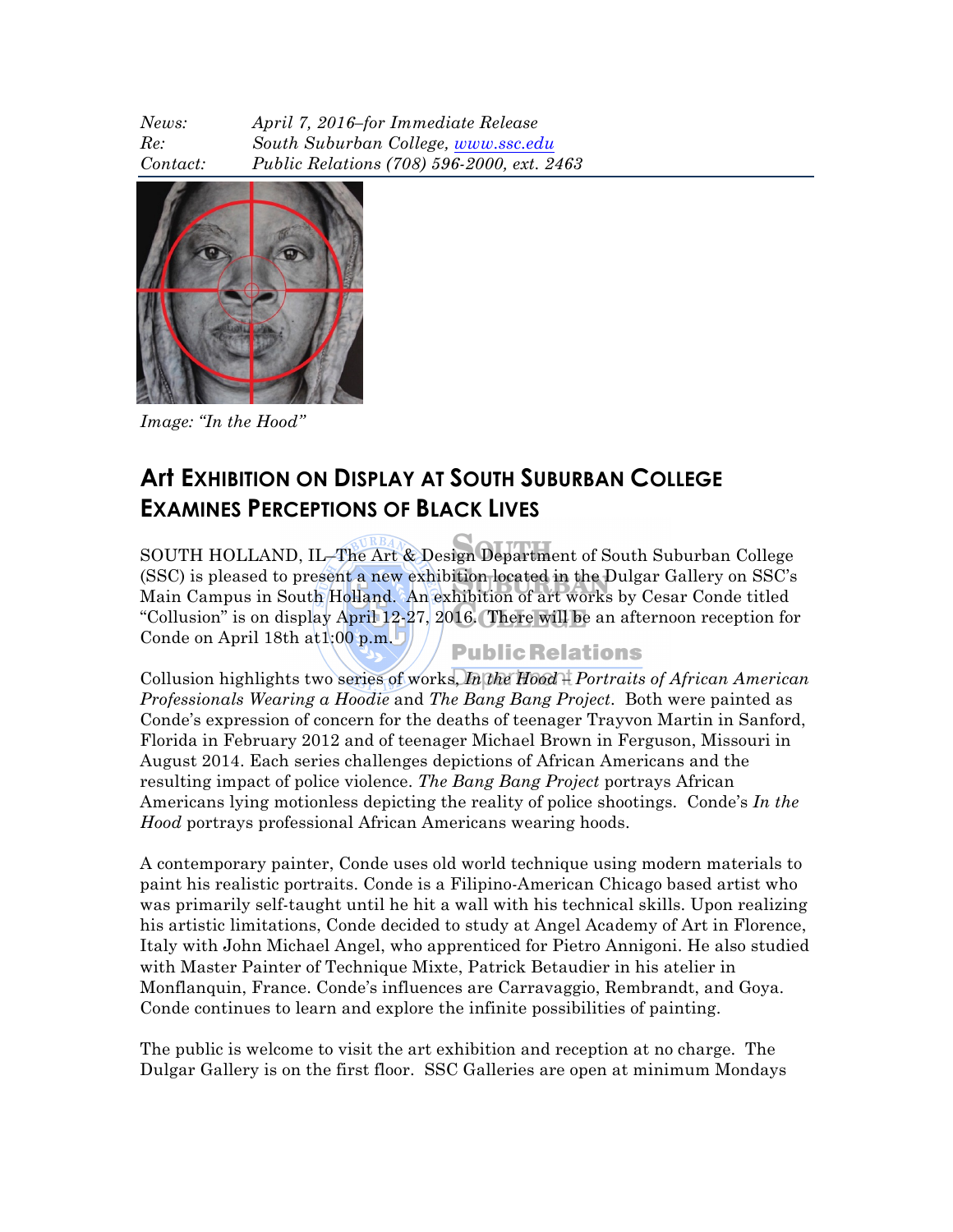| | |
|---|---|
| *News:* | *April 7, 2016–for Immediate Release* |
| *Re:* | *South Suburban College, [www.ssc.edu](http://www.ssc.edu)* |
| *Contact:* | *Public Relations (708) 596-2000, ext. 2463* |

*Image: "In the Hood"*

## Art Exhibition on Display at South Suburban College Examines Perceptions of Black Lives

SOUTH HOLLAND, IL–The Art & Design Department of South Suburban College (SSC) is pleased to present a new exhibition located in the Dulgar Gallery on SSC's Main Campus in South Holland. An exhibition of art works by Cesar Conde titled "Collusion" is on display April 12-27, 2016. There will be an afternoon reception for Conde on April 18th at1:00 p.m.

Collusion highlights two series of works, *In the Hood – Portraits of African American Professionals Wearing a Hoodie* and *The Bang Bang Project*. Both were painted as Conde's expression of concern for the deaths of teenager Trayvon Martin in Sanford, Florida in February 2012 and of teenager Michael Brown in Ferguson, Missouri in August 2014. Each series challenges depictions of African Americans and the resulting impact of police violence. *The Bang Bang Project* portrays African Americans lying motionless depicting the reality of police shootings. Conde's *In the Hood* portrays professional African Americans wearing hoods.

A contemporary painter, Conde uses old world technique using modern materials to paint his realistic portraits. Conde is a Filipino-American Chicago based artist who was primarily self-taught until he hit a wall with his technical skills. Upon realizing his artistic limitations, Conde decided to study at Angel Academy of Art in Florence, Italy with John Michael Angel, who apprenticed for Pietro Annigoni. He also studied with Master Painter of Technique Mixte, Patrick Betaudier in his atelier in Monflanquin, France. Conde's influences are Carravaggio, Rembrandt, and Goya. Conde continues to learn and explore the infinite possibilities of painting.

The public is welcome to visit the art exhibition and reception at no charge. The Dulgar Gallery is on the first floor. SSC Galleries are open at minimum Mondays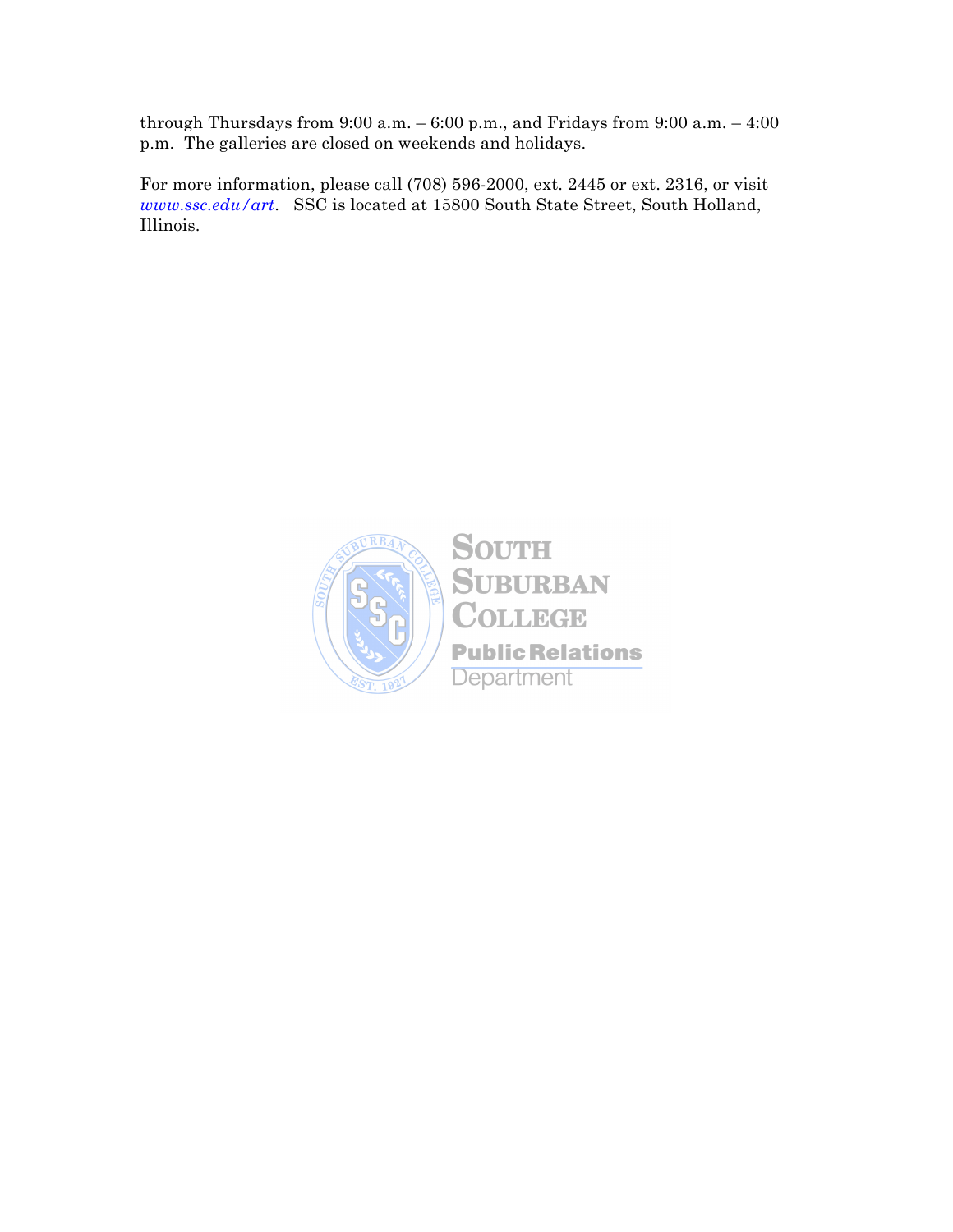through Thursdays from 9:00 a.m. – 6:00 p.m., and Fridays from 9:00 a.m. – 4:00 p.m. The galleries are closed on weekends and holidays.

For more information, please call (708) 596-2000, ext. 2445 or ext. 2316, or visit *www.ssc.edu/art*. SSC is located at 15800 South State Street, South Holland, Illinois.

South Suburban College
Public Relations Department